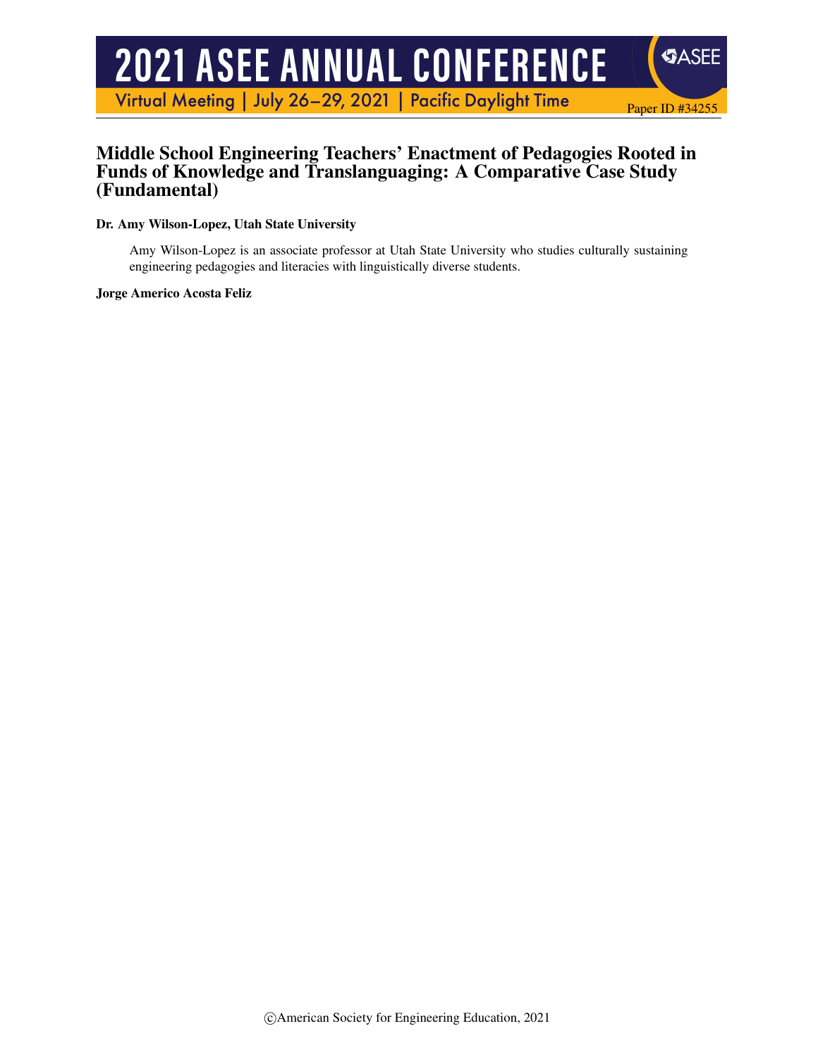# Middle School Engineering Teachers' Enactment of Pedagogies Rooted in Funds of Knowledge and Translanguaging: A Comparative Case Study (Fundamental)

**Dr. Amy Wilson-Lopez, Utah State University**

Amy Wilson-Lopez is an associate professor at Utah State University who studies culturally sustaining engineering pedagogies and literacies with linguistically diverse students.

**Jorge Americo Acosta Feliz**

©American Society for Engineering Education, 2021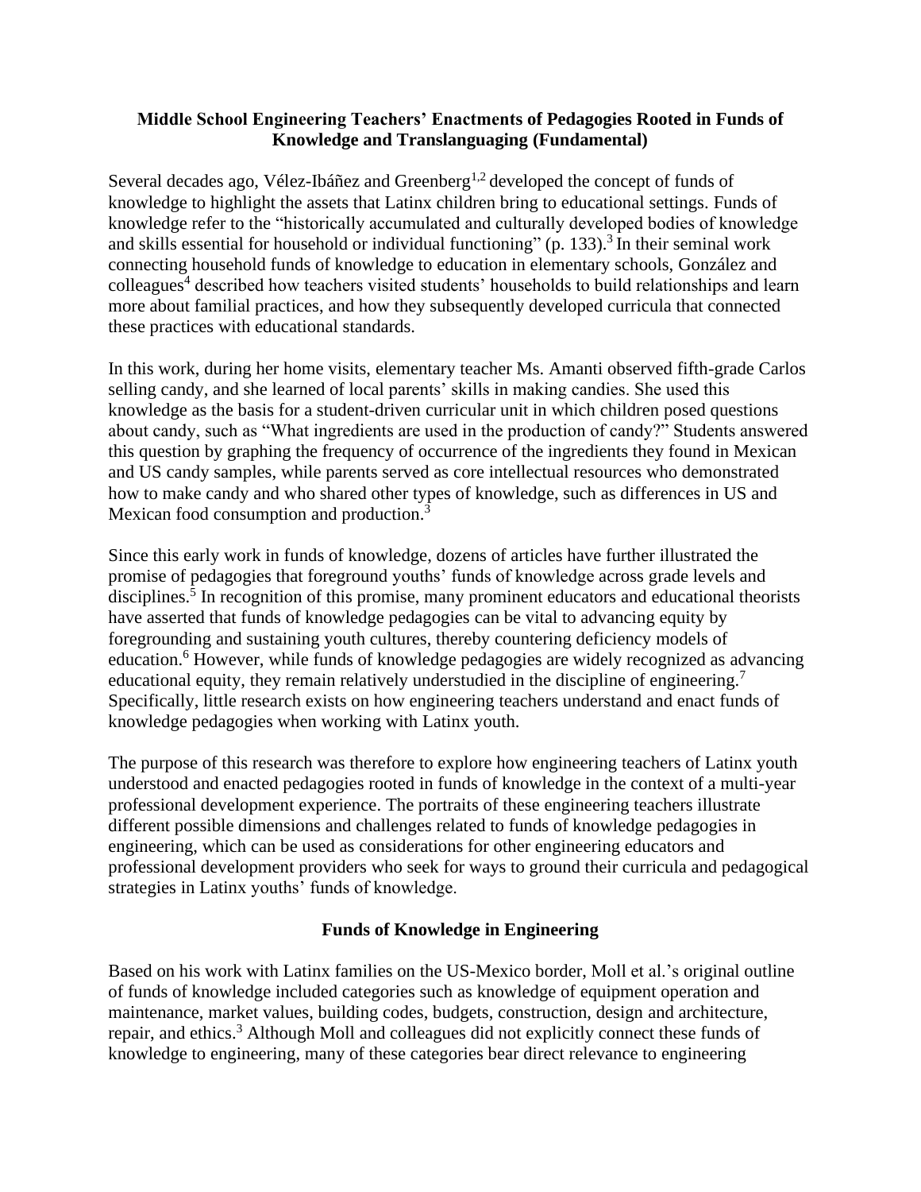# Middle School Engineering Teachers' Enactments of Pedagogies Rooted in Funds of Knowledge and Translanguaging (Fundamental)

Several decades ago, Vélez-Ibáñez and Greenberg[1,2] developed the concept of funds of knowledge to highlight the assets that Latinx children bring to educational settings. Funds of knowledge refer to the "historically accumulated and culturally developed bodies of knowledge and skills essential for household or individual functioning" (p. 133).[3] In their seminal work connecting household funds of knowledge to education in elementary schools, González and colleagues[4] described how teachers visited students' households to build relationships and learn more about familial practices, and how they subsequently developed curricula that connected these practices with educational standards.

In this work, during her home visits, elementary teacher Ms. Amanti observed fifth-grade Carlos selling candy, and she learned of local parents' skills in making candies. She used this knowledge as the basis for a student-driven curricular unit in which children posed questions about candy, such as "What ingredients are used in the production of candy?" Students answered this question by graphing the frequency of occurrence of the ingredients they found in Mexican and US candy samples, while parents served as core intellectual resources who demonstrated how to make candy and who shared other types of knowledge, such as differences in US and Mexican food consumption and production.[3]

Since this early work in funds of knowledge, dozens of articles have further illustrated the promise of pedagogies that foreground youths' funds of knowledge across grade levels and disciplines.[5] In recognition of this promise, many prominent educators and educational theorists have asserted that funds of knowledge pedagogies can be vital to advancing equity by foregrounding and sustaining youth cultures, thereby countering deficiency models of education.[6] However, while funds of knowledge pedagogies are widely recognized as advancing educational equity, they remain relatively understudied in the discipline of engineering.[7] Specifically, little research exists on how engineering teachers understand and enact funds of knowledge pedagogies when working with Latinx youth.

The purpose of this research was therefore to explore how engineering teachers of Latinx youth understood and enacted pedagogies rooted in funds of knowledge in the context of a multi-year professional development experience. The portraits of these engineering teachers illustrate different possible dimensions and challenges related to funds of knowledge pedagogies in engineering, which can be used as considerations for other engineering educators and professional development providers who seek for ways to ground their curricula and pedagogical strategies in Latinx youths' funds of knowledge.

## Funds of Knowledge in Engineering

Based on his work with Latinx families on the US-Mexico border, Moll et al.'s original outline of funds of knowledge included categories such as knowledge of equipment operation and maintenance, market values, building codes, budgets, construction, design and architecture, repair, and ethics.[3] Although Moll and colleagues did not explicitly connect these funds of knowledge to engineering, many of these categories bear direct relevance to engineering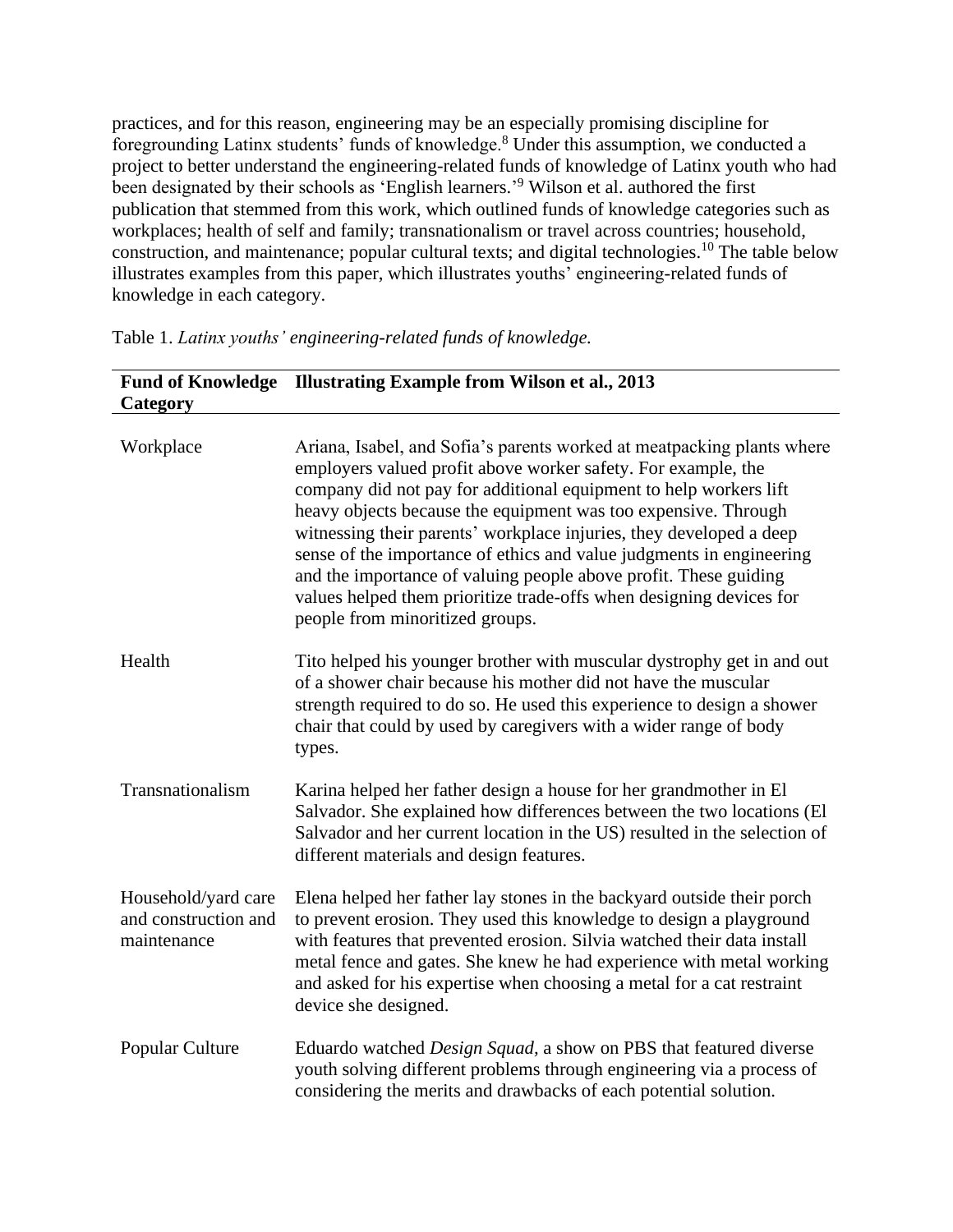practices, and for this reason, engineering may be an especially promising discipline for foregrounding Latinx students' funds of knowledge.[8] Under this assumption, we conducted a project to better understand the engineering-related funds of knowledge of Latinx youth who had been designated by their schools as 'English learners.'[9] Wilson et al. authored the first publication that stemmed from this work, which outlined funds of knowledge categories such as workplaces; health of self and family; transnationalism or travel across countries; household, construction, and maintenance; popular cultural texts; and digital technologies.[10] The table below illustrates examples from this paper, which illustrates youths' engineering-related funds of knowledge in each category.

Table 1. *Latinx youths' engineering-related funds of knowledge.*

| **Fund of Knowledge Category** | **Illustrating Example from Wilson et al., 2013** |
|---|---|
| Workplace | Ariana, Isabel, and Sofia's parents worked at meatpacking plants where employers valued profit above worker safety. For example, the company did not pay for additional equipment to help workers lift heavy objects because the equipment was too expensive. Through witnessing their parents' workplace injuries, they developed a deep sense of the importance of ethics and value judgments in engineering and the importance of valuing people above profit. These guiding values helped them prioritize trade-offs when designing devices for people from minoritized groups. |
| Health | Tito helped his younger brother with muscular dystrophy get in and out of a shower chair because his mother did not have the muscular strength required to do so. He used this experience to design a shower chair that could by used by caregivers with a wider range of body types. |
| Transnationalism | Karina helped her father design a house for her grandmother in El Salvador. She explained how differences between the two locations (El Salvador and her current location in the US) resulted in the selection of different materials and design features. |
| Household/yard care and construction and maintenance | Elena helped her father lay stones in the backyard outside their porch to prevent erosion. They used this knowledge to design a playground with features that prevented erosion. Silvia watched their data install metal fence and gates. She knew he had experience with metal working and asked for his expertise when choosing a metal for a cat restraint device she designed. |
| Popular Culture | Eduardo watched *Design Squad*, a show on PBS that featured diverse youth solving different problems through engineering via a process of considering the merits and drawbacks of each potential solution. |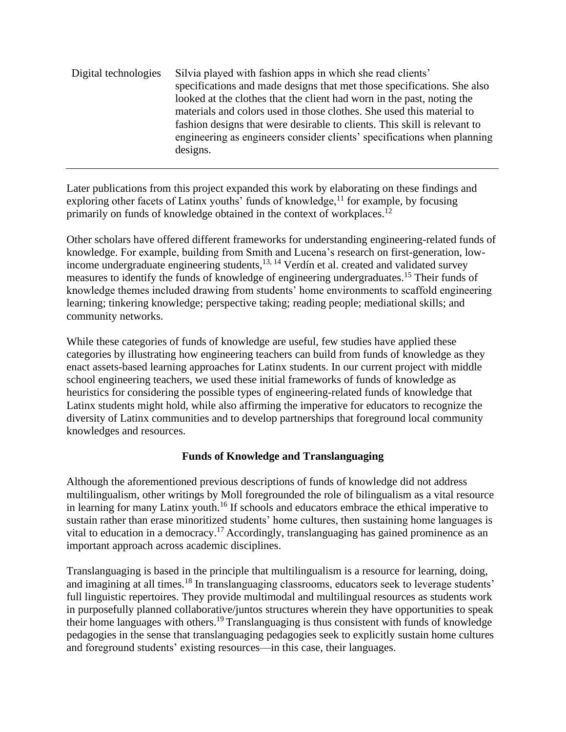| | |
|---|---|
| Digital technologies | Silvia played with fashion apps in which she read clients' specifications and made designs that met those specifications. She also looked at the clothes that the client had worn in the past, noting the materials and colors used in those clothes. She used this material to fashion designs that were desirable to clients. This skill is relevant to engineering as engineers consider clients' specifications when planning designs. |

Later publications from this project expanded this work by elaborating on these findings and exploring other facets of Latinx youths' funds of knowledge,[11] for example, by focusing primarily on funds of knowledge obtained in the context of workplaces.[12]

Other scholars have offered different frameworks for understanding engineering-related funds of knowledge. For example, building from Smith and Lucena's research on first-generation, low-income undergraduate engineering students,[13, 14] Verdín et al. created and validated survey measures to identify the funds of knowledge of engineering undergraduates.[15] Their funds of knowledge themes included drawing from students' home environments to scaffold engineering learning; tinkering knowledge; perspective taking; reading people; mediational skills; and community networks.

While these categories of funds of knowledge are useful, few studies have applied these categories by illustrating how engineering teachers can build from funds of knowledge as they enact assets-based learning approaches for Latinx students. In our current project with middle school engineering teachers, we used these initial frameworks of funds of knowledge as heuristics for considering the possible types of engineering-related funds of knowledge that Latinx students might hold, while also affirming the imperative for educators to recognize the diversity of Latinx communities and to develop partnerships that foreground local community knowledges and resources.

## Funds of Knowledge and Translanguaging

Although the aforementioned previous descriptions of funds of knowledge did not address multilingualism, other writings by Moll foregrounded the role of bilingualism as a vital resource in learning for many Latinx youth.[16] If schools and educators embrace the ethical imperative to sustain rather than erase minoritized students' home cultures, then sustaining home languages is vital to education in a democracy.[17] Accordingly, translanguaging has gained prominence as an important approach across academic disciplines.

Translanguaging is based in the principle that multilingualism is a resource for learning, doing, and imagining at all times.[18] In translanguaging classrooms, educators seek to leverage students' full linguistic repertoires. They provide multimodal and multilingual resources as students work in purposefully planned collaborative/juntos structures wherein they have opportunities to speak their home languages with others.[19] Translanguaging is thus consistent with funds of knowledge pedagogies in the sense that translanguaging pedagogies seek to explicitly sustain home cultures and foreground students' existing resources—in this case, their languages.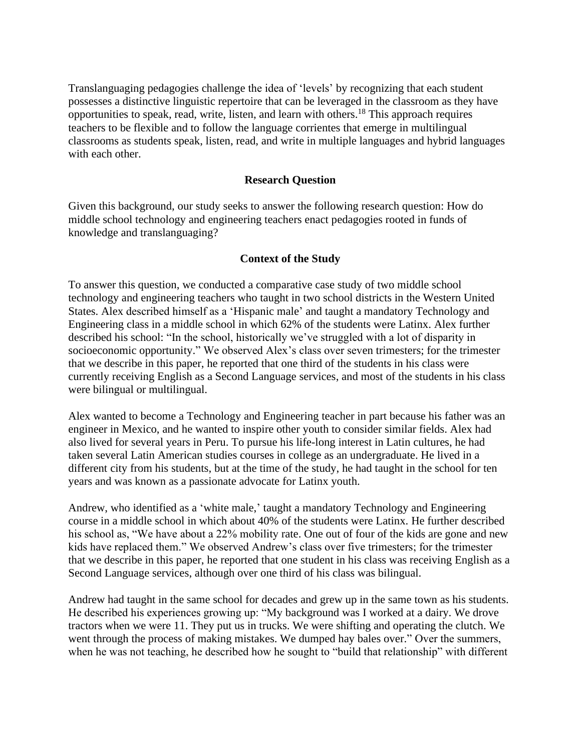Translanguaging pedagogies challenge the idea of 'levels' by recognizing that each student possesses a distinctive linguistic repertoire that can be leveraged in the classroom as they have opportunities to speak, read, write, listen, and learn with others.[18] This approach requires teachers to be flexible and to follow the language corrientes that emerge in multilingual classrooms as students speak, listen, read, and write in multiple languages and hybrid languages with each other.

## Research Question

Given this background, our study seeks to answer the following research question: How do middle school technology and engineering teachers enact pedagogies rooted in funds of knowledge and translanguaging?

## Context of the Study

To answer this question, we conducted a comparative case study of two middle school technology and engineering teachers who taught in two school districts in the Western United States. Alex described himself as a 'Hispanic male' and taught a mandatory Technology and Engineering class in a middle school in which 62% of the students were Latinx. Alex further described his school: "In the school, historically we've struggled with a lot of disparity in socioeconomic opportunity." We observed Alex's class over seven trimesters; for the trimester that we describe in this paper, he reported that one third of the students in his class were currently receiving English as a Second Language services, and most of the students in his class were bilingual or multilingual.

Alex wanted to become a Technology and Engineering teacher in part because his father was an engineer in Mexico, and he wanted to inspire other youth to consider similar fields. Alex had also lived for several years in Peru. To pursue his life-long interest in Latin cultures, he had taken several Latin American studies courses in college as an undergraduate. He lived in a different city from his students, but at the time of the study, he had taught in the school for ten years and was known as a passionate advocate for Latinx youth.

Andrew, who identified as a 'white male,' taught a mandatory Technology and Engineering course in a middle school in which about 40% of the students were Latinx. He further described his school as, "We have about a 22% mobility rate. One out of four of the kids are gone and new kids have replaced them." We observed Andrew's class over five trimesters; for the trimester that we describe in this paper, he reported that one student in his class was receiving English as a Second Language services, although over one third of his class was bilingual.

Andrew had taught in the same school for decades and grew up in the same town as his students. He described his experiences growing up: "My background was I worked at a dairy. We drove tractors when we were 11. They put us in trucks. We were shifting and operating the clutch. We went through the process of making mistakes. We dumped hay bales over." Over the summers, when he was not teaching, he described how he sought to "build that relationship" with different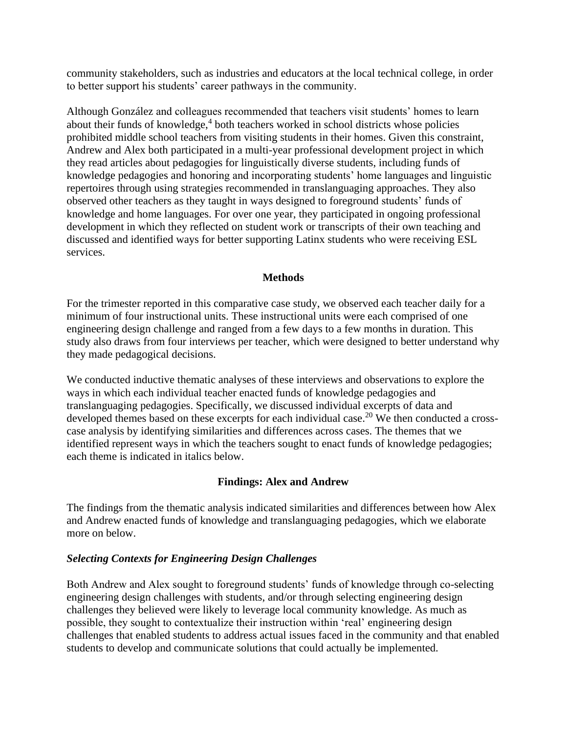community stakeholders, such as industries and educators at the local technical college, in order to better support his students' career pathways in the community.

Although González and colleagues recommended that teachers visit students' homes to learn about their funds of knowledge,[4] both teachers worked in school districts whose policies prohibited middle school teachers from visiting students in their homes. Given this constraint, Andrew and Alex both participated in a multi-year professional development project in which they read articles about pedagogies for linguistically diverse students, including funds of knowledge pedagogies and honoring and incorporating students' home languages and linguistic repertoires through using strategies recommended in translanguaging approaches. They also observed other teachers as they taught in ways designed to foreground students' funds of knowledge and home languages. For over one year, they participated in ongoing professional development in which they reflected on student work or transcripts of their own teaching and discussed and identified ways for better supporting Latinx students who were receiving ESL services.

## Methods

For the trimester reported in this comparative case study, we observed each teacher daily for a minimum of four instructional units. These instructional units were each comprised of one engineering design challenge and ranged from a few days to a few months in duration. This study also draws from four interviews per teacher, which were designed to better understand why they made pedagogical decisions.

We conducted inductive thematic analyses of these interviews and observations to explore the ways in which each individual teacher enacted funds of knowledge pedagogies and translanguaging pedagogies. Specifically, we discussed individual excerpts of data and developed themes based on these excerpts for each individual case.[20] We then conducted a cross-case analysis by identifying similarities and differences across cases. The themes that we identified represent ways in which the teachers sought to enact funds of knowledge pedagogies; each theme is indicated in italics below.

## Findings: Alex and Andrew

The findings from the thematic analysis indicated similarities and differences between how Alex and Andrew enacted funds of knowledge and translanguaging pedagogies, which we elaborate more on below.

### *Selecting Contexts for Engineering Design Challenges*

Both Andrew and Alex sought to foreground students' funds of knowledge through co-selecting engineering design challenges with students, and/or through selecting engineering design challenges they believed were likely to leverage local community knowledge. As much as possible, they sought to contextualize their instruction within 'real' engineering design challenges that enabled students to address actual issues faced in the community and that enabled students to develop and communicate solutions that could actually be implemented.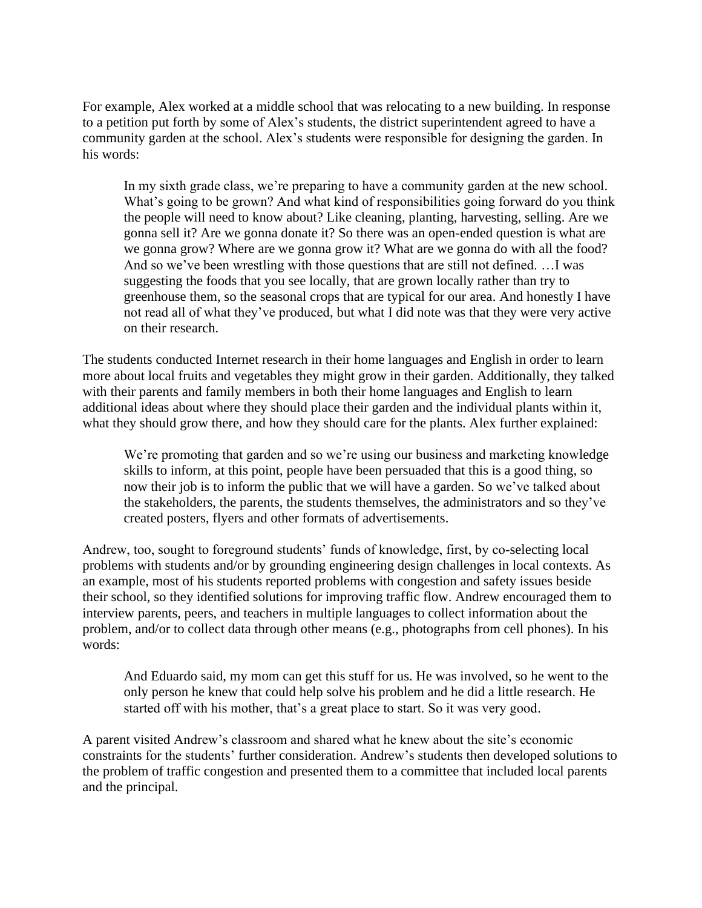For example, Alex worked at a middle school that was relocating to a new building. In response to a petition put forth by some of Alex's students, the district superintendent agreed to have a community garden at the school. Alex's students were responsible for designing the garden. In his words:

> In my sixth grade class, we're preparing to have a community garden at the new school. What's going to be grown? And what kind of responsibilities going forward do you think the people will need to know about? Like cleaning, planting, harvesting, selling. Are we gonna sell it? Are we gonna donate it? So there was an open-ended question is what are we gonna grow? Where are we gonna grow it? What are we gonna do with all the food? And so we've been wrestling with those questions that are still not defined. …I was suggesting the foods that you see locally, that are grown locally rather than try to greenhouse them, so the seasonal crops that are typical for our area. And honestly I have not read all of what they've produced, but what I did note was that they were very active on their research.

The students conducted Internet research in their home languages and English in order to learn more about local fruits and vegetables they might grow in their garden. Additionally, they talked with their parents and family members in both their home languages and English to learn additional ideas about where they should place their garden and the individual plants within it, what they should grow there, and how they should care for the plants. Alex further explained:

> We're promoting that garden and so we're using our business and marketing knowledge skills to inform, at this point, people have been persuaded that this is a good thing, so now their job is to inform the public that we will have a garden. So we've talked about the stakeholders, the parents, the students themselves, the administrators and so they've created posters, flyers and other formats of advertisements.

Andrew, too, sought to foreground students' funds of knowledge, first, by co-selecting local problems with students and/or by grounding engineering design challenges in local contexts. As an example, most of his students reported problems with congestion and safety issues beside their school, so they identified solutions for improving traffic flow. Andrew encouraged them to interview parents, peers, and teachers in multiple languages to collect information about the problem, and/or to collect data through other means (e.g., photographs from cell phones). In his words:

> And Eduardo said, my mom can get this stuff for us. He was involved, so he went to the only person he knew that could help solve his problem and he did a little research. He started off with his mother, that's a great place to start. So it was very good.

A parent visited Andrew's classroom and shared what he knew about the site's economic constraints for the students' further consideration. Andrew's students then developed solutions to the problem of traffic congestion and presented them to a committee that included local parents and the principal.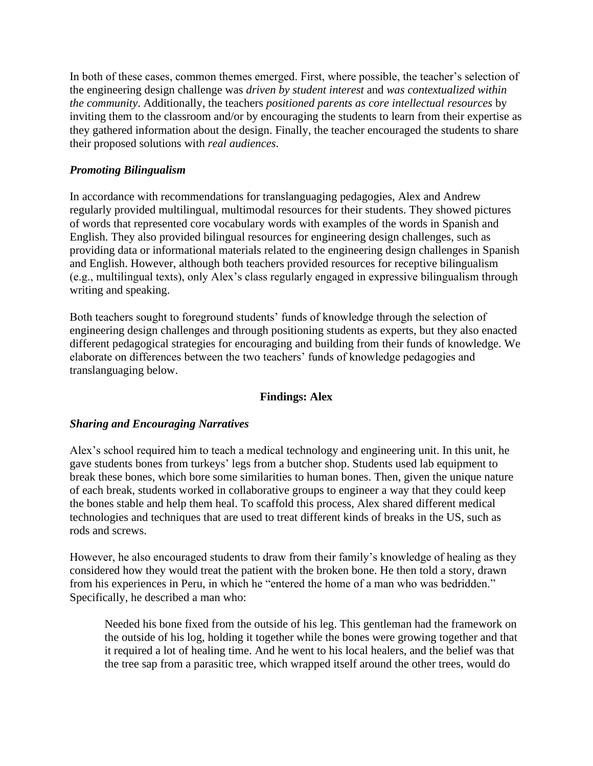In both of these cases, common themes emerged. First, where possible, the teacher's selection of the engineering design challenge was *driven by student interest* and *was contextualized within the community*. Additionally, the teachers *positioned parents as core intellectual resources* by inviting them to the classroom and/or by encouraging the students to learn from their expertise as they gathered information about the design. Finally, the teacher encouraged the students to share their proposed solutions with *real audiences*.

### *Promoting Bilingualism*

In accordance with recommendations for translanguaging pedagogies, Alex and Andrew regularly provided multilingual, multimodal resources for their students. They showed pictures of words that represented core vocabulary words with examples of the words in Spanish and English. They also provided bilingual resources for engineering design challenges, such as providing data or informational materials related to the engineering design challenges in Spanish and English. However, although both teachers provided resources for receptive bilingualism (e.g., multilingual texts), only Alex's class regularly engaged in expressive bilingualism through writing and speaking.

Both teachers sought to foreground students' funds of knowledge through the selection of engineering design challenges and through positioning students as experts, but they also enacted different pedagogical strategies for encouraging and building from their funds of knowledge. We elaborate on differences between the two teachers' funds of knowledge pedagogies and translanguaging below.

## Findings: Alex

### *Sharing and Encouraging Narratives*

Alex's school required him to teach a medical technology and engineering unit. In this unit, he gave students bones from turkeys' legs from a butcher shop. Students used lab equipment to break these bones, which bore some similarities to human bones. Then, given the unique nature of each break, students worked in collaborative groups to engineer a way that they could keep the bones stable and help them heal. To scaffold this process, Alex shared different medical technologies and techniques that are used to treat different kinds of breaks in the US, such as rods and screws.

However, he also encouraged students to draw from their family's knowledge of healing as they considered how they would treat the patient with the broken bone. He then told a story, drawn from his experiences in Peru, in which he "entered the home of a man who was bedridden." Specifically, he described a man who:

> Needed his bone fixed from the outside of his leg. This gentleman had the framework on the outside of his log, holding it together while the bones were growing together and that it required a lot of healing time. And he went to his local healers, and the belief was that the tree sap from a parasitic tree, which wrapped itself around the other trees, would do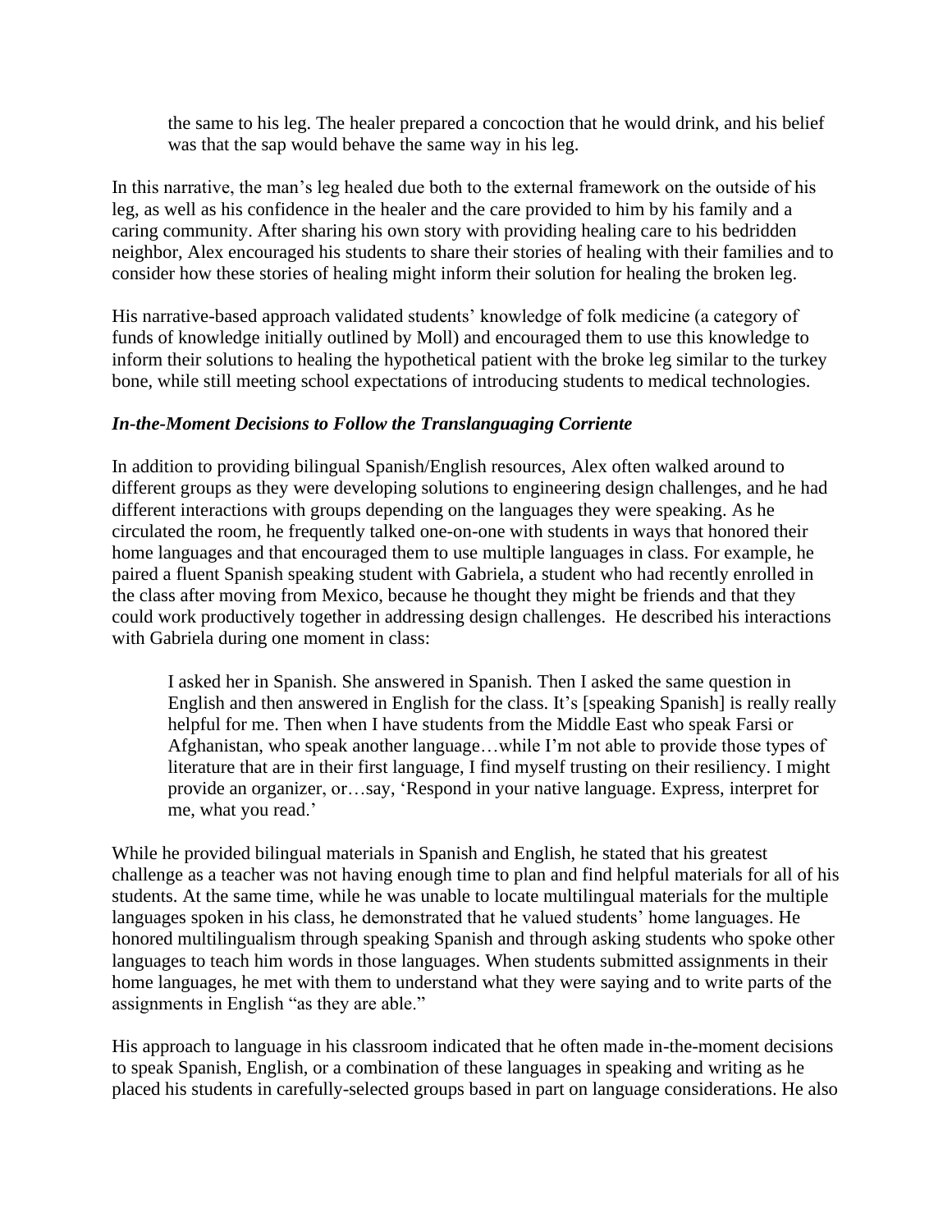> the same to his leg. The healer prepared a concoction that he would drink, and his belief was that the sap would behave the same way in his leg.

In this narrative, the man's leg healed due both to the external framework on the outside of his leg, as well as his confidence in the healer and the care provided to him by his family and a caring community. After sharing his own story with providing healing care to his bedridden neighbor, Alex encouraged his students to share their stories of healing with their families and to consider how these stories of healing might inform their solution for healing the broken leg.

His narrative-based approach validated students' knowledge of folk medicine (a category of funds of knowledge initially outlined by Moll) and encouraged them to use this knowledge to inform their solutions to healing the hypothetical patient with the broke leg similar to the turkey bone, while still meeting school expectations of introducing students to medical technologies.

### *In-the-Moment Decisions to Follow the Translanguaging Corriente*

In addition to providing bilingual Spanish/English resources, Alex often walked around to different groups as they were developing solutions to engineering design challenges, and he had different interactions with groups depending on the languages they were speaking. As he circulated the room, he frequently talked one-on-one with students in ways that honored their home languages and that encouraged them to use multiple languages in class. For example, he paired a fluent Spanish speaking student with Gabriela, a student who had recently enrolled in the class after moving from Mexico, because he thought they might be friends and that they could work productively together in addressing design challenges. He described his interactions with Gabriela during one moment in class:

> I asked her in Spanish. She answered in Spanish. Then I asked the same question in English and then answered in English for the class. It's [speaking Spanish] is really really helpful for me. Then when I have students from the Middle East who speak Farsi or Afghanistan, who speak another language…while I'm not able to provide those types of literature that are in their first language, I find myself trusting on their resiliency. I might provide an organizer, or…say, 'Respond in your native language. Express, interpret for me, what you read.'

While he provided bilingual materials in Spanish and English, he stated that his greatest challenge as a teacher was not having enough time to plan and find helpful materials for all of his students. At the same time, while he was unable to locate multilingual materials for the multiple languages spoken in his class, he demonstrated that he valued students' home languages. He honored multilingualism through speaking Spanish and through asking students who spoke other languages to teach him words in those languages. When students submitted assignments in their home languages, he met with them to understand what they were saying and to write parts of the assignments in English "as they are able."

His approach to language in his classroom indicated that he often made in-the-moment decisions to speak Spanish, English, or a combination of these languages in speaking and writing as he placed his students in carefully-selected groups based in part on language considerations. He also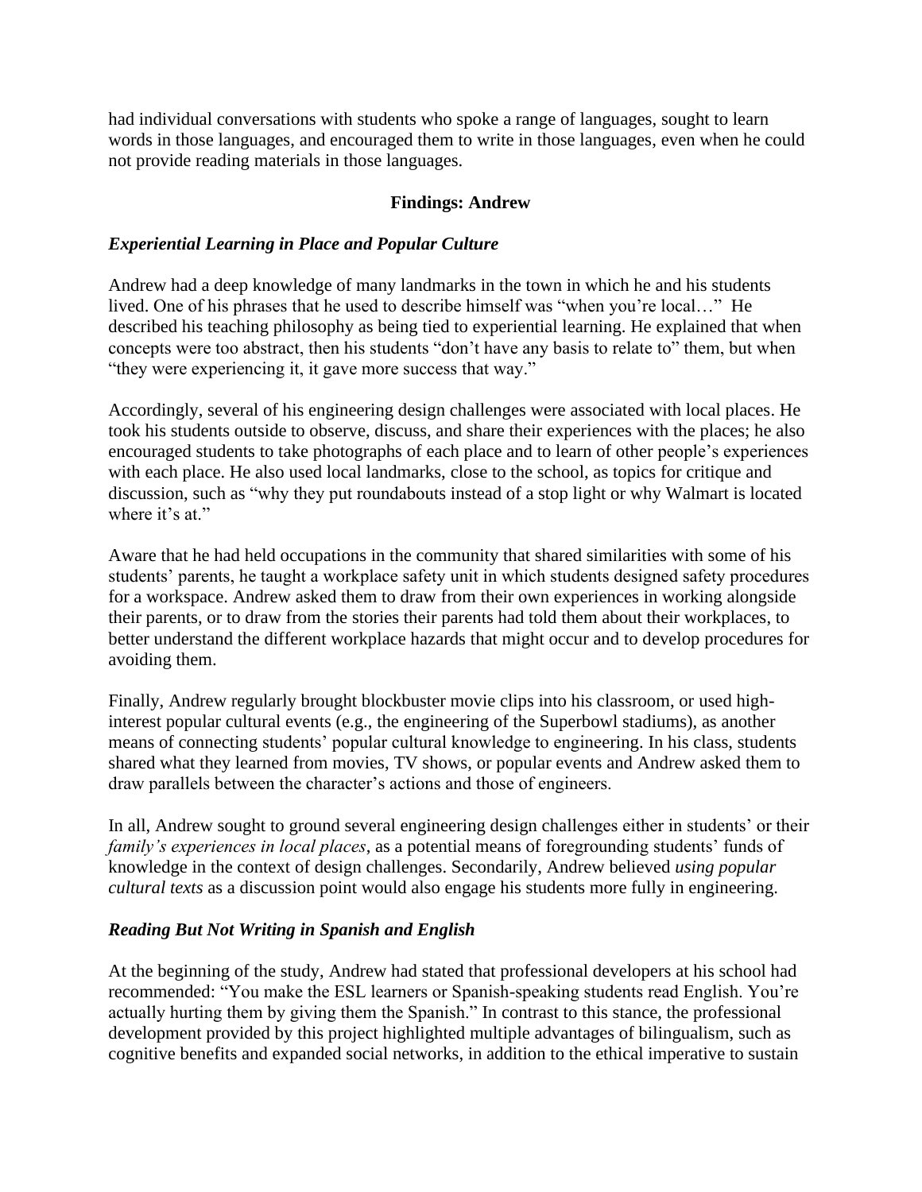had individual conversations with students who spoke a range of languages, sought to learn words in those languages, and encouraged them to write in those languages, even when he could not provide reading materials in those languages.

## Findings: Andrew

### *Experiential Learning in Place and Popular Culture*

Andrew had a deep knowledge of many landmarks in the town in which he and his students lived. One of his phrases that he used to describe himself was "when you're local…" He described his teaching philosophy as being tied to experiential learning. He explained that when concepts were too abstract, then his students "don't have any basis to relate to" them, but when "they were experiencing it, it gave more success that way."

Accordingly, several of his engineering design challenges were associated with local places. He took his students outside to observe, discuss, and share their experiences with the places; he also encouraged students to take photographs of each place and to learn of other people's experiences with each place. He also used local landmarks, close to the school, as topics for critique and discussion, such as "why they put roundabouts instead of a stop light or why Walmart is located where it's at."

Aware that he had held occupations in the community that shared similarities with some of his students' parents, he taught a workplace safety unit in which students designed safety procedures for a workspace. Andrew asked them to draw from their own experiences in working alongside their parents, or to draw from the stories their parents had told them about their workplaces, to better understand the different workplace hazards that might occur and to develop procedures for avoiding them.

Finally, Andrew regularly brought blockbuster movie clips into his classroom, or used high-interest popular cultural events (e.g., the engineering of the Superbowl stadiums), as another means of connecting students' popular cultural knowledge to engineering. In his class, students shared what they learned from movies, TV shows, or popular events and Andrew asked them to draw parallels between the character's actions and those of engineers.

In all, Andrew sought to ground several engineering design challenges either in students' or their *family's experiences in local places*, as a potential means of foregrounding students' funds of knowledge in the context of design challenges. Secondarily, Andrew believed *using popular cultural texts* as a discussion point would also engage his students more fully in engineering.

### *Reading But Not Writing in Spanish and English*

At the beginning of the study, Andrew had stated that professional developers at his school had recommended: "You make the ESL learners or Spanish-speaking students read English. You're actually hurting them by giving them the Spanish." In contrast to this stance, the professional development provided by this project highlighted multiple advantages of bilingualism, such as cognitive benefits and expanded social networks, in addition to the ethical imperative to sustain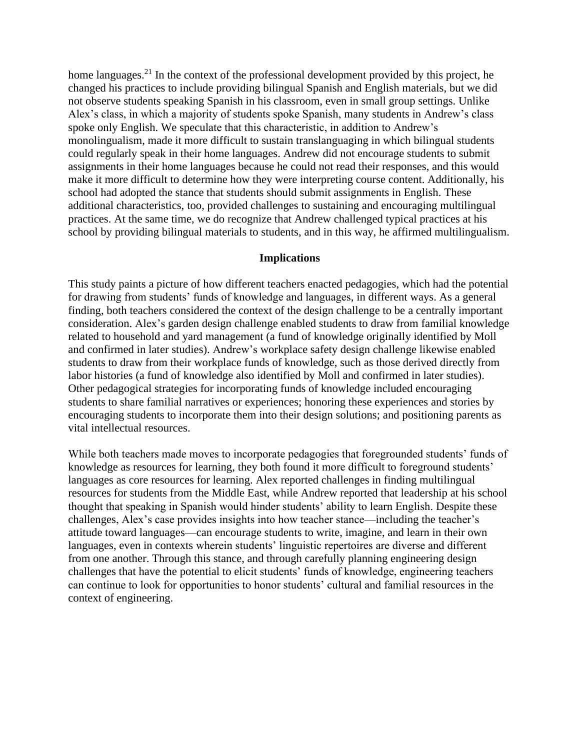home languages.[21] In the context of the professional development provided by this project, he changed his practices to include providing bilingual Spanish and English materials, but we did not observe students speaking Spanish in his classroom, even in small group settings. Unlike Alex's class, in which a majority of students spoke Spanish, many students in Andrew's class spoke only English. We speculate that this characteristic, in addition to Andrew's monolingualism, made it more difficult to sustain translanguaging in which bilingual students could regularly speak in their home languages. Andrew did not encourage students to submit assignments in their home languages because he could not read their responses, and this would make it more difficult to determine how they were interpreting course content. Additionally, his school had adopted the stance that students should submit assignments in English. These additional characteristics, too, provided challenges to sustaining and encouraging multilingual practices. At the same time, we do recognize that Andrew challenged typical practices at his school by providing bilingual materials to students, and in this way, he affirmed multilingualism.

## Implications

This study paints a picture of how different teachers enacted pedagogies, which had the potential for drawing from students' funds of knowledge and languages, in different ways. As a general finding, both teachers considered the context of the design challenge to be a centrally important consideration. Alex's garden design challenge enabled students to draw from familial knowledge related to household and yard management (a fund of knowledge originally identified by Moll and confirmed in later studies). Andrew's workplace safety design challenge likewise enabled students to draw from their workplace funds of knowledge, such as those derived directly from labor histories (a fund of knowledge also identified by Moll and confirmed in later studies). Other pedagogical strategies for incorporating funds of knowledge included encouraging students to share familial narratives or experiences; honoring these experiences and stories by encouraging students to incorporate them into their design solutions; and positioning parents as vital intellectual resources.

While both teachers made moves to incorporate pedagogies that foregrounded students' funds of knowledge as resources for learning, they both found it more difficult to foreground students' languages as core resources for learning. Alex reported challenges in finding multilingual resources for students from the Middle East, while Andrew reported that leadership at his school thought that speaking in Spanish would hinder students' ability to learn English. Despite these challenges, Alex's case provides insights into how teacher stance—including the teacher's attitude toward languages—can encourage students to write, imagine, and learn in their own languages, even in contexts wherein students' linguistic repertoires are diverse and different from one another. Through this stance, and through carefully planning engineering design challenges that have the potential to elicit students' funds of knowledge, engineering teachers can continue to look for opportunities to honor students' cultural and familial resources in the context of engineering.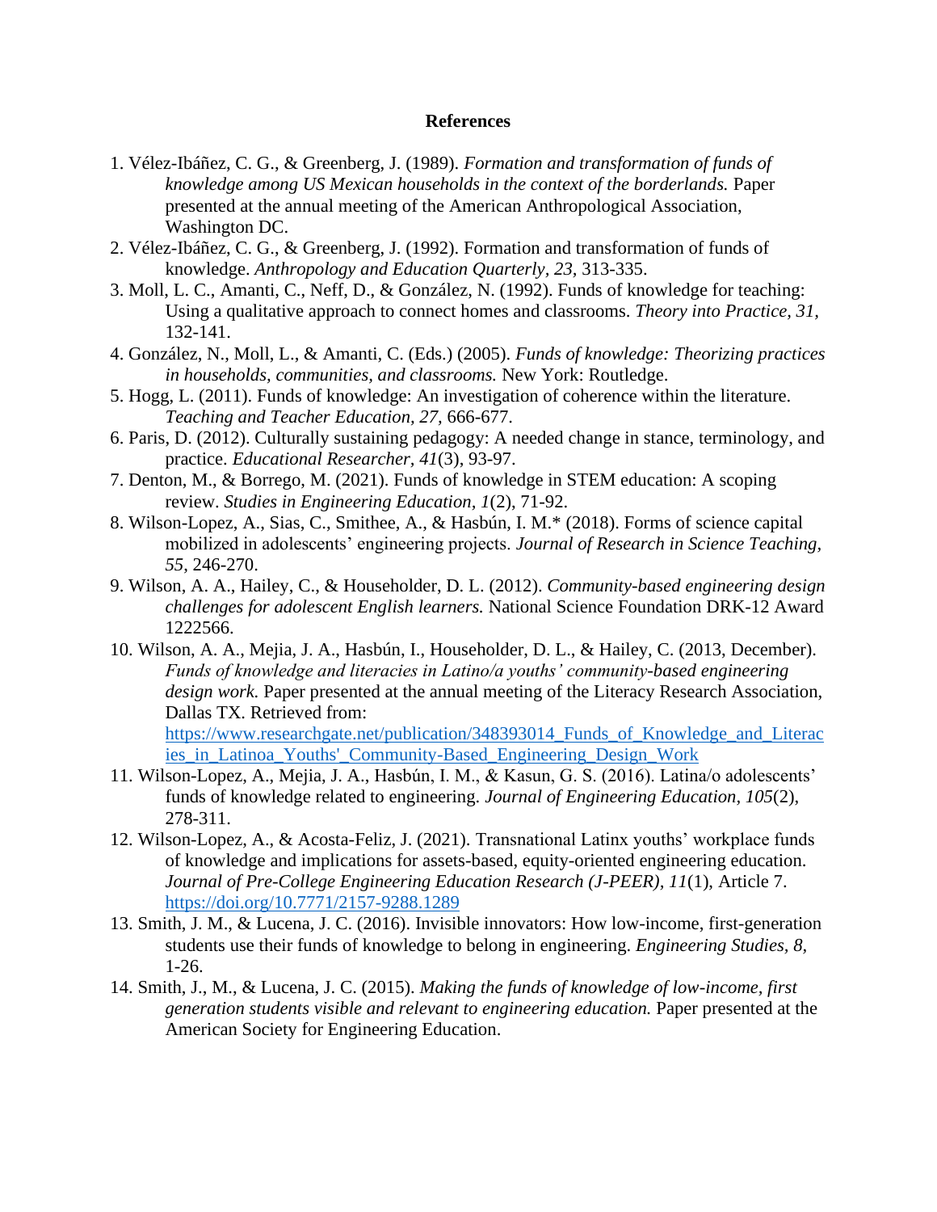**References**

1. Vélez-Ibáñez, C. G., & Greenberg, J. (1989). *Formation and transformation of funds of knowledge among US Mexican households in the context of the borderlands.* Paper presented at the annual meeting of the American Anthropological Association, Washington DC.
2. Vélez-Ibáñez, C. G., & Greenberg, J. (1992). Formation and transformation of funds of knowledge. *Anthropology and Education Quarterly, 23,* 313-335.
3. Moll, L. C., Amanti, C., Neff, D., & González, N. (1992). Funds of knowledge for teaching: Using a qualitative approach to connect homes and classrooms. *Theory into Practice, 31,* 132-141.
4. González, N., Moll, L., & Amanti, C. (Eds.) (2005). *Funds of knowledge: Theorizing practices in households, communities, and classrooms.* New York: Routledge.
5. Hogg, L. (2011). Funds of knowledge: An investigation of coherence within the literature. *Teaching and Teacher Education, 27,* 666-677.
6. Paris, D. (2012). Culturally sustaining pedagogy: A needed change in stance, terminology, and practice. *Educational Researcher, 41*(3), 93-97.
7. Denton, M., & Borrego, M. (2021). Funds of knowledge in STEM education: A scoping review. *Studies in Engineering Education, 1*(2), 71-92.
8. Wilson-Lopez, A., Sias, C., Smithee, A., & Hasbún, I. M.* (2018). Forms of science capital mobilized in adolescents' engineering projects. *Journal of Research in Science Teaching, 55*, 246-270.
9. Wilson, A. A., Hailey, C., & Householder, D. L. (2012). *Community-based engineering design challenges for adolescent English learners.* National Science Foundation DRK-12 Award 1222566.
10. Wilson, A. A., Mejia, J. A., Hasbún, I., Householder, D. L., & Hailey, C. (2013, December). *Funds of knowledge and literacies in Latino/a youths' community-based engineering design work.* Paper presented at the annual meeting of the Literacy Research Association, Dallas TX. Retrieved from: https://www.researchgate.net/publication/348393014_Funds_of_Knowledge_and_Literacies_in_Latinoa_Youths'_Community-Based_Engineering_Design_Work
11. Wilson-Lopez, A., Mejia, J. A., Hasbún, I. M., & Kasun, G. S. (2016). Latina/o adolescents' funds of knowledge related to engineering. *Journal of Engineering Education*, *105*(2), 278-311.
12. Wilson-Lopez, A., & Acosta-Feliz, J. (2021). Transnational Latinx youths' workplace funds of knowledge and implications for assets-based, equity-oriented engineering education. *Journal of Pre-College Engineering Education Research (J-PEER), 11*(1), Article 7. https://doi.org/10.7771/2157-9288.1289
13. Smith, J. M., & Lucena, J. C. (2016). Invisible innovators: How low-income, first-generation students use their funds of knowledge to belong in engineering. *Engineering Studies, 8,* 1-26.
14. Smith, J., M., & Lucena, J. C. (2015). *Making the funds of knowledge of low-income, first generation students visible and relevant to engineering education.* Paper presented at the American Society for Engineering Education.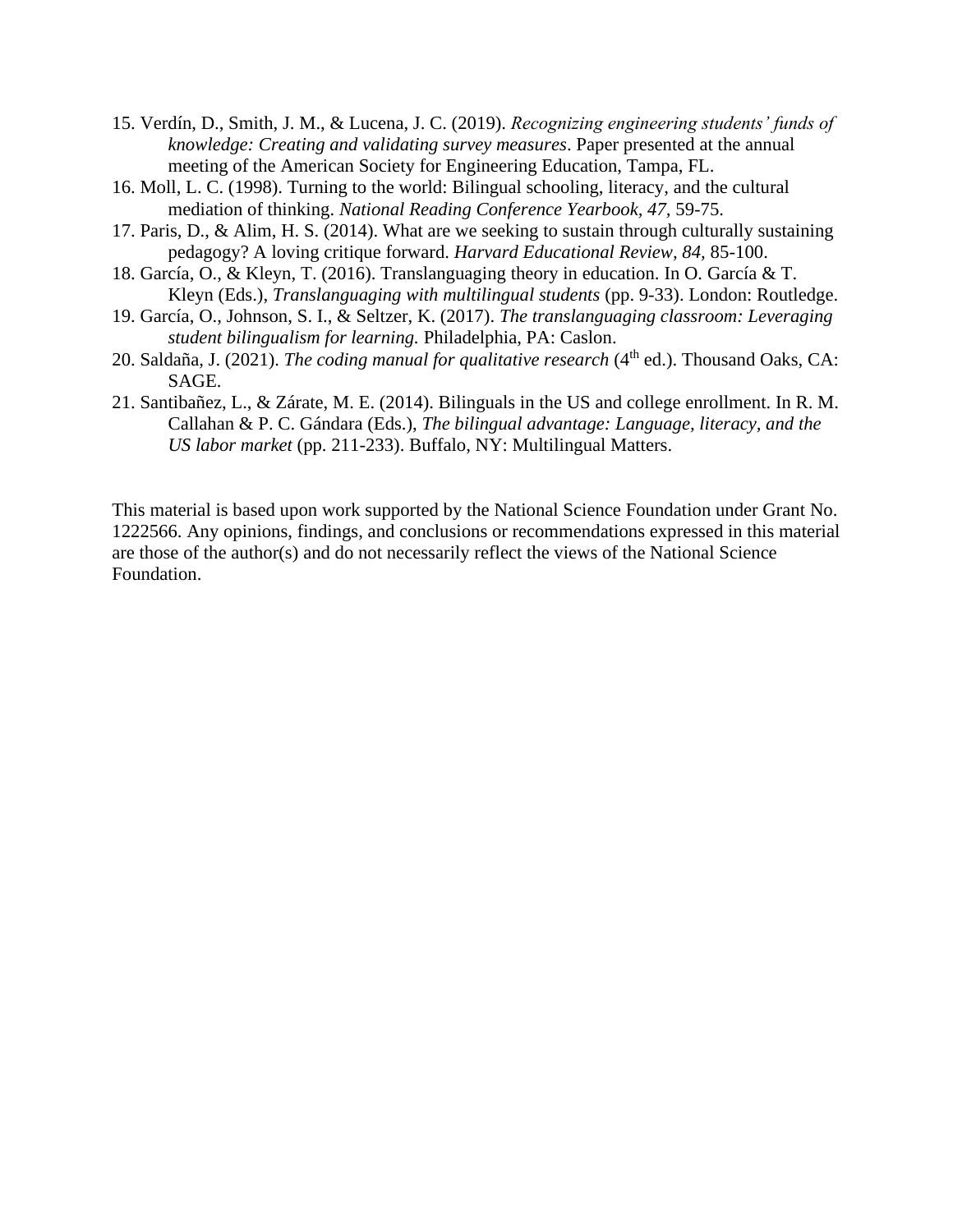15. Verdín, D., Smith, J. M., & Lucena, J. C. (2019). *Recognizing engineering students' funds of knowledge: Creating and validating survey measures*. Paper presented at the annual meeting of the American Society for Engineering Education, Tampa, FL.
16. Moll, L. C. (1998). Turning to the world: Bilingual schooling, literacy, and the cultural mediation of thinking. *National Reading Conference Yearbook, 47,* 59-75.
17. Paris, D., & Alim, H. S. (2014). What are we seeking to sustain through culturally sustaining pedagogy? A loving critique forward. *Harvard Educational Review, 84,* 85-100.
18. García, O., & Kleyn, T. (2016). Translanguaging theory in education. In O. García & T. Kleyn (Eds.), *Translanguaging with multilingual students* (pp. 9-33). London: Routledge.
19. García, O., Johnson, S. I., & Seltzer, K. (2017). *The translanguaging classroom: Leveraging student bilingualism for learning.* Philadelphia, PA: Caslon.
20. Saldaña, J. (2021). *The coding manual for qualitative research* (4th ed.). Thousand Oaks, CA: SAGE.
21. Santibañez, L., & Zárate, M. E. (2014). Bilinguals in the US and college enrollment. In R. M. Callahan & P. C. Gándara (Eds.), *The bilingual advantage: Language, literacy, and the US labor market* (pp. 211-233). Buffalo, NY: Multilingual Matters.

This material is based upon work supported by the National Science Foundation under Grant No. 1222566. Any opinions, findings, and conclusions or recommendations expressed in this material are those of the author(s) and do not necessarily reflect the views of the National Science Foundation.